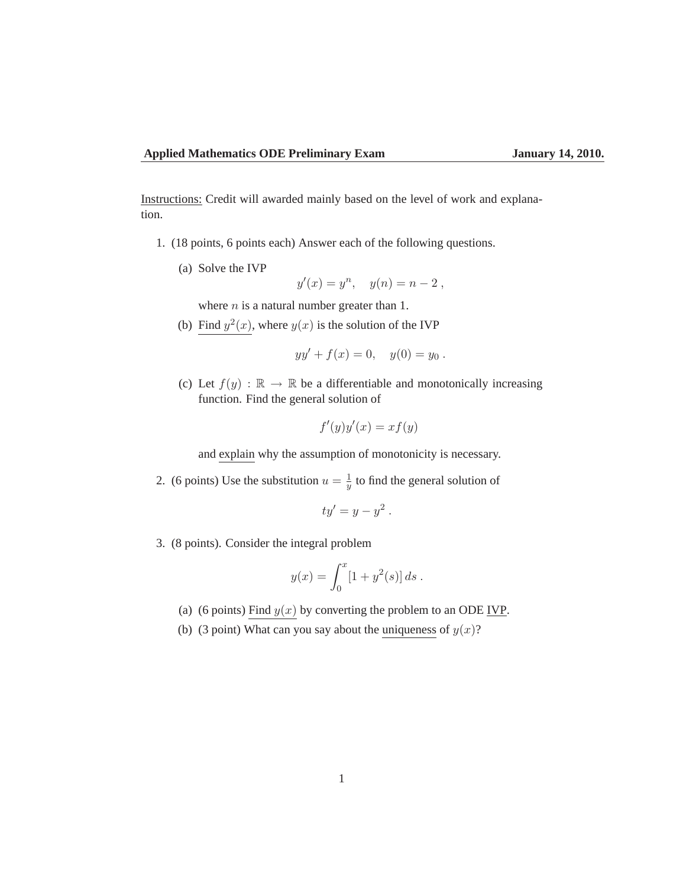**Applied Mathematics ODE Preliminary Exam** **January 14, 2010.**

Instructions: Credit will awarded mainly based on the level of work and explanation.

1. (18 points, 6 points each) Answer each of the following questions.

   (a) Solve the IVP
   $$y'(x) = y^n, \quad y(n) = n - 2 \,,$$
   where $n$ is a natural number greater than 1.

   (b) Find $y^2(x)$, where $y(x)$ is the solution of the IVP
   $$yy' + f(x) = 0, \quad y(0) = y_0 \,.$$

   (c) Let $f(y) : \mathbb{R} \to \mathbb{R}$ be a differentiable and monotonically increasing function. Find the general solution of
   $$f'(y)y'(x) = xf(y)$$
   and explain why the assumption of monotonicity is necessary.

2. (6 points) Use the substitution $u = \frac{1}{y}$ to find the general solution of
   $$ty' = y - y^2 \,.$$

3. (8 points). Consider the integral problem
   $$y(x) = \int_0^x [1 + y^2(s)]\, ds \,.$$

   (a) (6 points) Find $y(x)$ by converting the problem to an ODE IVP.

   (b) (3 point) What can you say about the uniqueness of $y(x)$?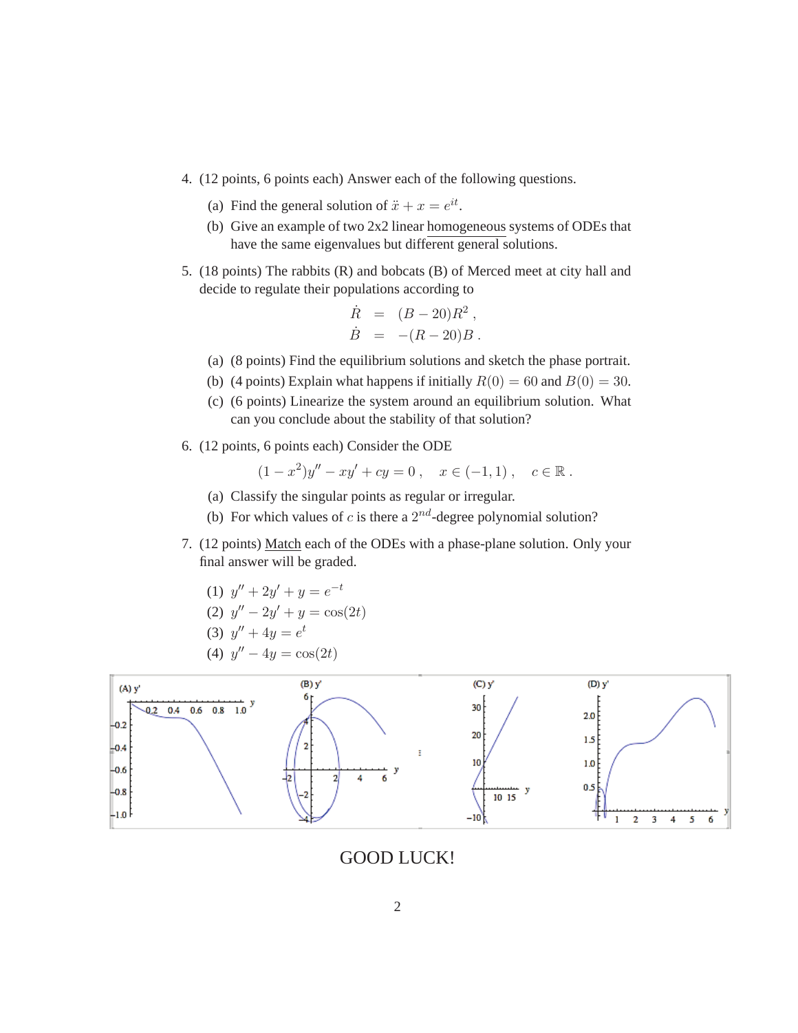4. (12 points, 6 points each) Answer each of the following questions.

   (a) Find the general solution of $\ddot{x} + x = e^{it}$.

   (b) Give an example of two 2x2 linear homogeneous systems of ODEs that have the same eigenvalues but different general solutions.

5. (18 points) The rabbits (R) and bobcats (B) of Merced meet at city hall and decide to regulate their populations according to

$$\dot{R} = (B - 20)R^2 \,,$$
$$\dot{B} = -(R - 20)B \,.$$

   (a) (8 points) Find the equilibrium solutions and sketch the phase portrait.

   (b) (4 points) Explain what happens if initially $R(0) = 60$ and $B(0) = 30$.

   (c) (6 points) Linearize the system around an equilibrium solution. What can you conclude about the stability of that solution?

6. (12 points, 6 points each) Consider the ODE

$$(1 - x^2)y'' - xy' + cy = 0 \,, \quad x \in (-1, 1) \,, \quad c \in \mathbb{R} \,.$$

   (a) Classify the singular points as regular or irregular.

   (b) For which values of $c$ is there a $2^{nd}$-degree polynomial solution?

7. (12 points) Match each of the ODEs with a phase-plane solution. Only your final answer will be graded.

   (1) $y'' + 2y' + y = e^{-t}$

   (2) $y'' - 2y' + y = \cos(2t)$

   (3) $y'' + 4y = e^t$

   (4) $y'' - 4y = \cos(2t)$

(A) y'
0.2 0.4 0.6 0.8 1.0 y
-0.2
-0.4
-0.6
-0.8
-1.0

(B) y'
6
4
2
-2 2 4 6 y
-2
-4

(C) y'
30
20
10
10 15 y
-10

(D) y'
2.0
1.5
1.0
0.5
1 2 3 4 5 6 y

GOOD LUCK!